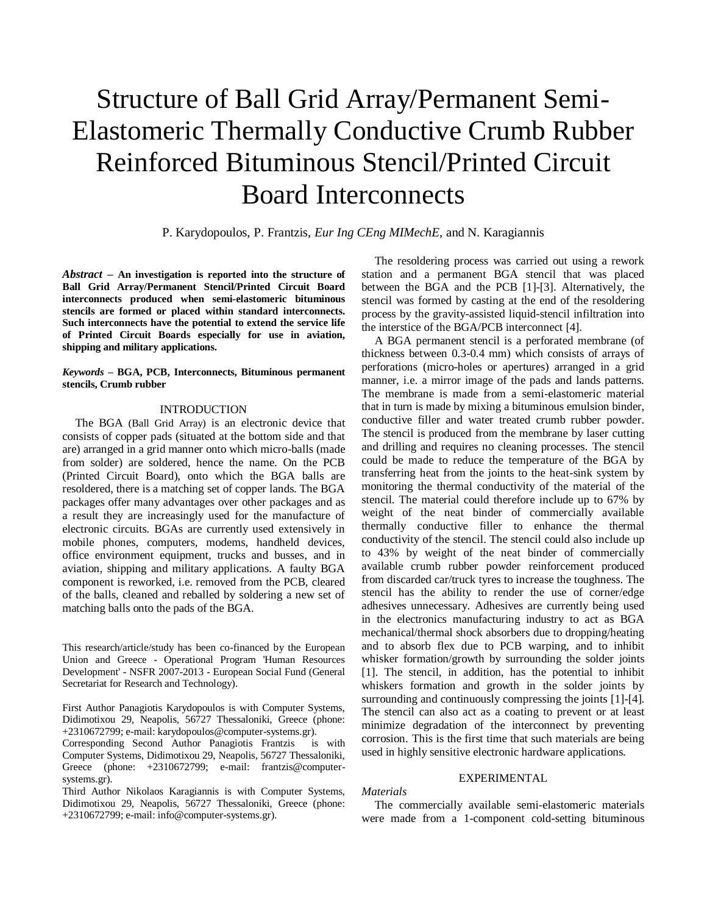# Structure of Ball Grid Array/Permanent Semi-Elastomeric Thermally Conductive Crumb Rubber Reinforced Bituminous Stencil/Printed Circuit Board Interconnects

P. Karydopoulos, P. Frantzis, *Eur Ing CEng MIMechE*, and N. Karagiannis

***Abstract*** **– An investigation is reported into the structure of Ball Grid Array/Permanent Stencil/Printed Circuit Board interconnects produced when semi-elastomeric bituminous stencils are formed or placed within standard interconnects. Such interconnects have the potential to extend the service life of Printed Circuit Boards especially for use in aviation, shipping and military applications.**

***Keywords*** **– BGA, PCB, Interconnects, Bituminous permanent stencils, Crumb rubber**

## INTRODUCTION

The BGA (Ball Grid Array) is an electronic device that consists of copper pads (situated at the bottom side and that are) arranged in a grid manner onto which micro-balls (made from solder) are soldered, hence the name. On the PCB (Printed Circuit Board), onto which the BGA balls are resoldered, there is a matching set of copper lands. The BGA packages offer many advantages over other packages and as a result they are increasingly used for the manufacture of electronic circuits. BGAs are currently used extensively in mobile phones, computers, modems, handheld devices, office environment equipment, trucks and busses, and in aviation, shipping and military applications. A faulty BGA component is reworked, i.e. removed from the PCB, cleared of the balls, cleaned and reballed by soldering a new set of matching balls onto the pads of the BGA.

This research/article/study has been co-financed by the European Union and Greece - Operational Program 'Human Resources Development' - NSFR 2007-2013 - European Social Fund (General Secretariat for Research and Technology).

First Author Panagiotis Karydopoulos is with Computer Systems, Didimotixou 29, Neapolis, 56727 Thessaloniki, Greece (phone: +2310672799; e-mail: karydopoulos@computer-systems.gr).
Corresponding Second Author Panagiotis Frantzis is with Computer Systems, Didimotixou 29, Neapolis, 56727 Thessaloniki, Greece (phone: +2310672799; e-mail: frantzis@computer-systems.gr).
Third Author Nikolaos Karagiannis is with Computer Systems, Didimotixou 29, Neapolis, 56727 Thessaloniki, Greece (phone: +2310672799; e-mail: info@computer-systems.gr).

The resoldering process was carried out using a rework station and a permanent BGA stencil that was placed between the BGA and the PCB [1]-[3]. Alternatively, the stencil was formed by casting at the end of the resoldering process by the gravity-assisted liquid-stencil infiltration into the interstice of the BGA/PCB interconnect [4].

A BGA permanent stencil is a perforated membrane (of thickness between 0.3-0.4 mm) which consists of arrays of perforations (micro-holes or apertures) arranged in a grid manner, i.e. a mirror image of the pads and lands patterns. The membrane is made from a semi-elastomeric material that in turn is made by mixing a bituminous emulsion binder, conductive filler and water treated crumb rubber powder. The stencil is produced from the membrane by laser cutting and drilling and requires no cleaning processes. The stencil could be made to reduce the temperature of the BGA by transferring heat from the joints to the heat-sink system by monitoring the thermal conductivity of the material of the stencil. The material could therefore include up to 67% by weight of the neat binder of commercially available thermally conductive filler to enhance the thermal conductivity of the stencil. The stencil could also include up to 43% by weight of the neat binder of commercially available crumb rubber powder reinforcement produced from discarded car/truck tyres to increase the toughness. The stencil has the ability to render the use of corner/edge adhesives unnecessary. Adhesives are currently being used in the electronics manufacturing industry to act as BGA mechanical/thermal shock absorbers due to dropping/heating and to absorb flex due to PCB warping, and to inhibit whisker formation/growth by surrounding the solder joints [1]. The stencil, in addition, has the potential to inhibit whiskers formation and growth in the solder joints by surrounding and continuously compressing the joints [1]-[4]. The stencil can also act as a coating to prevent or at least minimize degradation of the interconnect by preventing corrosion. This is the first time that such materials are being used in highly sensitive electronic hardware applications.

## EXPERIMENTAL

### *Materials*

The commercially available semi-elastomeric materials were made from a 1-component cold-setting bituminous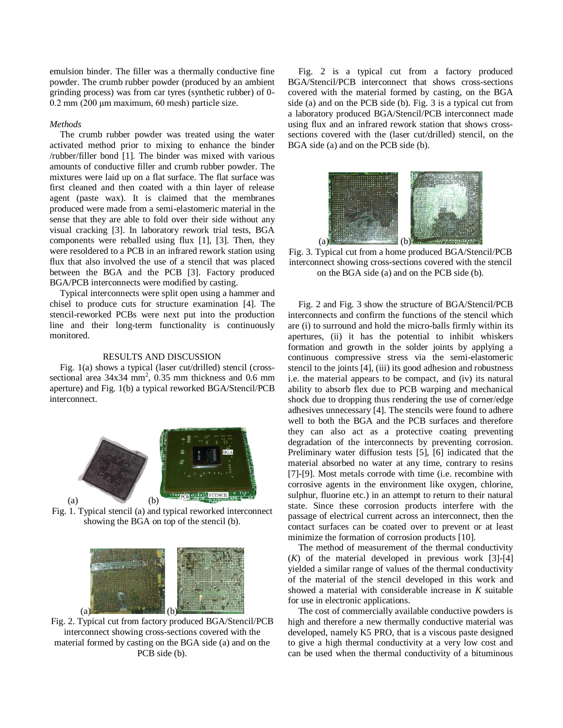emulsion binder. The filler was a thermally conductive fine powder. The crumb rubber powder (produced by an ambient grinding process) was from car tyres (synthetic rubber) of 0-0.2 mm (200 μm maximum, 60 mesh) particle size.

*Methods*

The crumb rubber powder was treated using the water activated method prior to mixing to enhance the binder /rubber/filler bond [1]. The binder was mixed with various amounts of conductive filler and crumb rubber powder. The mixtures were laid up on a flat surface. The flat surface was first cleaned and then coated with a thin layer of release agent (paste wax). It is claimed that the membranes produced were made from a semi-elastomeric material in the sense that they are able to fold over their side without any visual cracking [3]. In laboratory rework trial tests, BGA components were reballed using flux [1], [3]. Then, they were resoldered to a PCB in an infrared rework station using flux that also involved the use of a stencil that was placed between the BGA and the PCB [3]. Factory produced BGA/PCB interconnects were modified by casting.

Typical interconnects were split open using a hammer and chisel to produce cuts for structure examination [4]. The stencil-reworked PCBs were next put into the production line and their long-term functionality is continuously monitored.

## RESULTS AND DISCUSSION

Fig. 1(a) shows a typical (laser cut/drilled) stencil (cross-sectional area 34x34 $mm^2$, 0.35 mm thickness and 0.6 mm aperture) and Fig. 1(b) a typical reworked BGA/Stencil/PCB interconnect.

Fig. 1. Typical stencil (a) and typical reworked interconnect showing the BGA on top of the stencil (b).

Fig. 2. Typical cut from factory produced BGA/Stencil/PCB interconnect showing cross-sections covered with the material formed by casting on the BGA side (a) and on the PCB side (b).

Fig. 2 is a typical cut from a factory produced BGA/Stencil/PCB interconnect that shows cross-sections covered with the material formed by casting, on the BGA side (a) and on the PCB side (b). Fig. 3 is a typical cut from a laboratory produced BGA/Stencil/PCB interconnect made using flux and an infrared rework station that shows cross-sections covered with the (laser cut/drilled) stencil, on the BGA side (a) and on the PCB side (b).

Fig. 3. Typical cut from a home produced BGA/Stencil/PCB interconnect showing cross-sections covered with the stencil on the BGA side (a) and on the PCB side (b).

Fig. 2 and Fig. 3 show the structure of BGA/Stencil/PCB interconnects and confirm the functions of the stencil which are (i) to surround and hold the micro-balls firmly within its apertures, (ii) it has the potential to inhibit whiskers formation and growth in the solder joints by applying a continuous compressive stress via the semi-elastomeric stencil to the joints [4], (iii) its good adhesion and robustness i.e. the material appears to be compact, and (iv) its natural ability to absorb flex due to PCB warping and mechanical shock due to dropping thus rendering the use of corner/edge adhesives unnecessary [4]. The stencils were found to adhere well to both the BGA and the PCB surfaces and therefore they can also act as a protective coating preventing degradation of the interconnects by preventing corrosion. Preliminary water diffusion tests [5], [6] indicated that the material absorbed no water at any time, contrary to resins [7]-[9]. Most metals corrode with time (i.e. recombine with corrosive agents in the environment like oxygen, chlorine, sulphur, fluorine etc.) in an attempt to return to their natural state. Since these corrosion products interfere with the passage of electrical current across an interconnect, then the contact surfaces can be coated over to prevent or at least minimize the formation of corrosion products [10].

The method of measurement of the thermal conductivity ($K$) of the material developed in previous work [3]-[4] yielded a similar range of values of the thermal conductivity of the material of the stencil developed in this work and showed a material with considerable increase in $K$ suitable for use in electronic applications.

The cost of commercially available conductive powders is high and therefore a new thermally conductive material was developed, namely K5 PRO, that is a viscous paste designed to give a high thermal conductivity at a very low cost and can be used when the thermal conductivity of a bituminous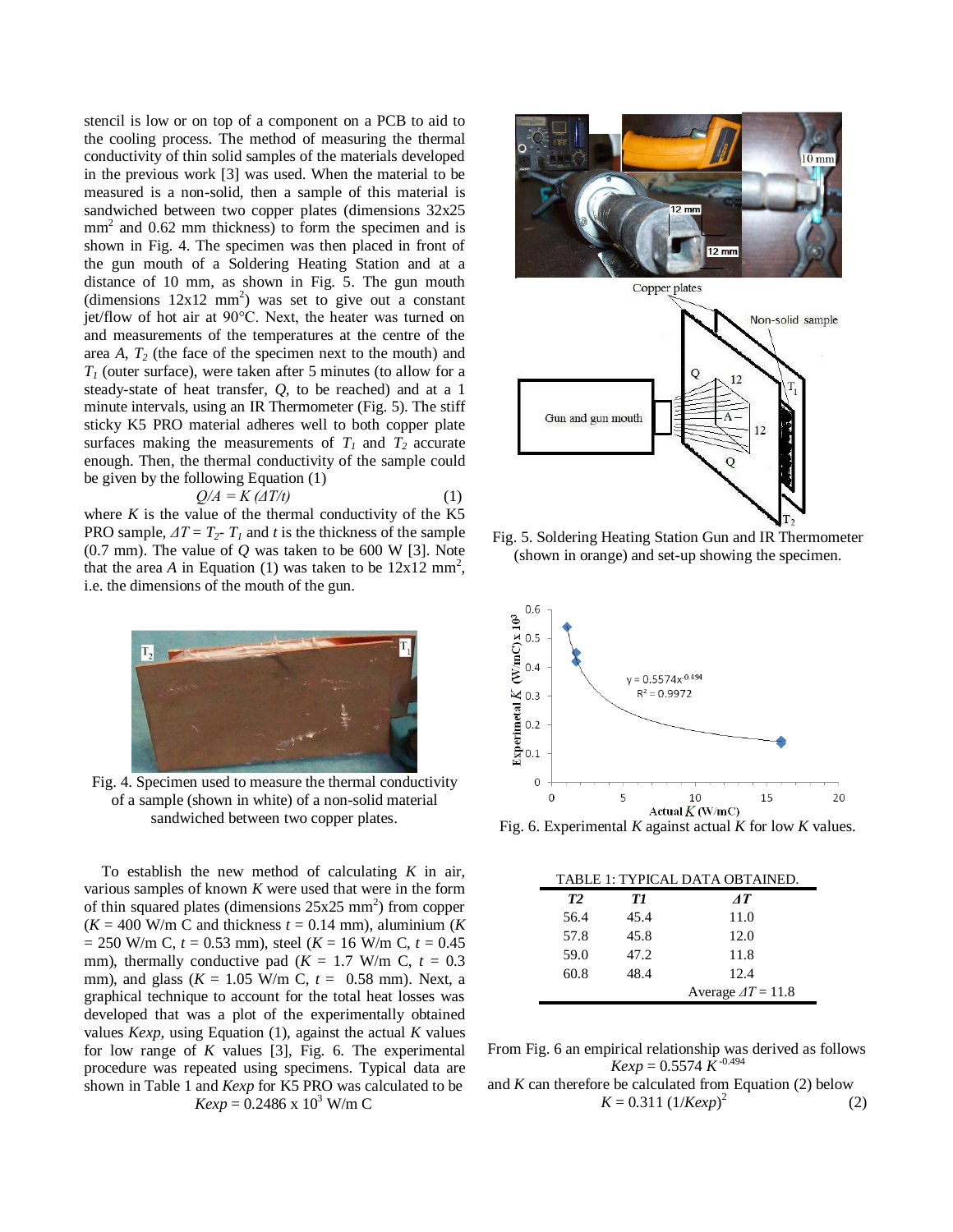stencil is low or on top of a component on a PCB to aid to the cooling process. The method of measuring the thermal conductivity of thin solid samples of the materials developed in the previous work [3] was used. When the material to be measured is a non-solid, then a sample of this material is sandwiched between two copper plates (dimensions 32x25 $mm^2$ and 0.62 mm thickness) to form the specimen and is shown in Fig. 4. The specimen was then placed in front of the gun mouth of a Soldering Heating Station and at a distance of 10 mm, as shown in Fig. 5. The gun mouth (dimensions 12x12 $mm^2$) was set to give out a constant jet/flow of hot air at 90°C. Next, the heater was turned on and measurements of the temperatures at the centre of the area *A*, $T_2$ (the face of the specimen next to the mouth) and $T_1$ (outer surface), were taken after 5 minutes (to allow for a steady-state of heat transfer, *Q*, to be reached) and at a 1 minute intervals, using an IR Thermometer (Fig. 5). The stiff sticky K5 PRO material adheres well to both copper plate surfaces making the measurements of $T_1$ and $T_2$ accurate enough. Then, the thermal conductivity of the sample could be given by the following Equation (1)

$$Q/A = K\,(\Delta T/t) \qquad (1)$$

where *K* is the value of the thermal conductivity of the K5 PRO sample, $\Delta T = T_2 - T_1$ and *t* is the thickness of the sample (0.7 mm). The value of *Q* was taken to be 600 W [3]. Note that the area *A* in Equation (1) was taken to be 12x12 $mm^2$, i.e. the dimensions of the mouth of the gun.

Fig. 4. Specimen used to measure the thermal conductivity of a sample (shown in white) of a non-solid material sandwiched between two copper plates.

To establish the new method of calculating *K* in air, various samples of known *K* were used that were in the form of thin squared plates (dimensions 25x25 $mm^2$) from copper ($K$ = 400 W/m C and thickness $t$ = 0.14 mm), aluminium ($K$ = 250 W/m C, $t$ = 0.53 mm), steel ($K$ = 16 W/m C, $t$ = 0.45 mm), thermally conductive pad ($K$ = 1.7 W/m C, $t$ = 0.3 mm), and glass ($K$ = 1.05 W/m C, $t$ = 0.58 mm). Next, a graphical technique to account for the total heat losses was developed that was a plot of the experimentally obtained values *Kexp*, using Equation (1), against the actual *K* values for low range of *K* values [3], Fig. 6. The experimental procedure was repeated using specimens. Typical data are shown in Table 1 and *Kexp* for K5 PRO was calculated to be

$$Kexp = 0.2486 \times 10^3 \text{ W/m C}$$

Fig. 5. Soldering Heating Station Gun and IR Thermometer (shown in orange) and set-up showing the specimen.

Fig. 6. Experimental *K* against actual *K* for low *K* values.

TABLE 1: TYPICAL DATA OBTAINED.

| *T2* | *T1* | *ΔT* |
|---|---|---|
| 56.4 | 45.4 | 11.0 |
| 57.8 | 45.8 | 12.0 |
| 59.0 | 47.2 | 11.8 |
| 60.8 | 48.4 | 12.4 |
| | | Average $\Delta T$ = 11.8 |

From Fig. 6 an empirical relationship was derived as follows

$$Kexp = 0.5574\, K^{-0.494}$$

and *K* can therefore be calculated from Equation (2) below

$$K = 0.311\,(1/Kexp)^2 \qquad (2)$$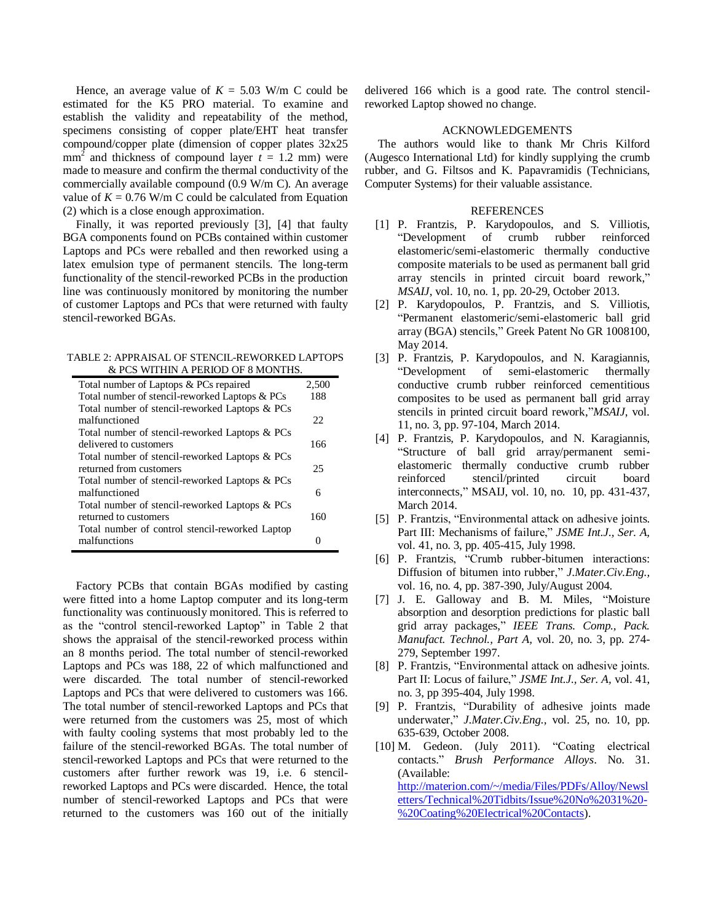Hence, an average value of $K = 5.03$ W/m C could be estimated for the K5 PRO material. To examine and establish the validity and repeatability of the method, specimens consisting of copper plate/EHT heat transfer compound/copper plate (dimension of copper plates 32x25 $mm^2$ and thickness of compound layer $t = 1.2$ mm) were made to measure and confirm the thermal conductivity of the commercially available compound (0.9 W/m C). An average value of $K = 0.76$ W/m C could be calculated from Equation (2) which is a close enough approximation.

Finally, it was reported previously [3], [4] that faulty BGA components found on PCBs contained within customer Laptops and PCs were reballed and then reworked using a latex emulsion type of permanent stencils. The long-term functionality of the stencil-reworked PCBs in the production line was continuously monitored by monitoring the number of customer Laptops and PCs that were returned with faulty stencil-reworked BGAs.

TABLE 2: APPRAISAL OF STENCIL-REWORKED LAPTOPS & PCS WITHIN A PERIOD OF 8 MONTHS.

| | |
|---|---|
| Total number of Laptops & PCs repaired | 2,500 |
| Total number of stencil-reworked Laptops & PCs | 188 |
| Total number of stencil-reworked Laptops & PCs malfunctioned | 22 |
| Total number of stencil-reworked Laptops & PCs delivered to customers | 166 |
| Total number of stencil-reworked Laptops & PCs returned from customers | 25 |
| Total number of stencil-reworked Laptops & PCs malfunctioned | 6 |
| Total number of stencil-reworked Laptops & PCs returned to customers | 160 |
| Total number of control stencil-reworked Laptop malfunctions | 0 |

Factory PCBs that contain BGAs modified by casting were fitted into a home Laptop computer and its long-term functionality was continuously monitored. This is referred to as the "control stencil-reworked Laptop" in Table 2 that shows the appraisal of the stencil-reworked process within an 8 months period. The total number of stencil-reworked Laptops and PCs was 188, 22 of which malfunctioned and were discarded. The total number of stencil-reworked Laptops and PCs that were delivered to customers was 166. The total number of stencil-reworked Laptops and PCs that were returned from the customers was 25, most of which with faulty cooling systems that most probably led to the failure of the stencil-reworked BGAs. The total number of stencil-reworked Laptops and PCs that were returned to the customers after further rework was 19, i.e. 6 stencil-reworked Laptops and PCs were discarded. Hence, the total number of stencil-reworked Laptops and PCs that were returned to the customers was 160 out of the initially delivered 166 which is a good rate. The control stencil-reworked Laptop showed no change.

## ACKNOWLEDGEMENTS

The authors would like to thank Mr Chris Kilford (Augesco International Ltd) for kindly supplying the crumb rubber, and G. Filtsos and K. Papavramidis (Technicians, Computer Systems) for their valuable assistance.

## REFERENCES

[1] P. Frantzis, P. Karydopoulos, and S. Villiotis, "Development of crumb rubber reinforced elastomeric/semi-elastomeric thermally conductive composite materials to be used as permanent ball grid array stencils in printed circuit board rework," *MSAIJ*, vol. 10, no. 1, pp. 20-29, October 2013.

[2] P. Karydopoulos, P. Frantzis, and S. Villiotis, "Permanent elastomeric/semi-elastomeric ball grid array (BGA) stencils," Greek Patent No GR 1008100, May 2014.

[3] P. Frantzis, P. Karydopoulos, and N. Karagiannis, "Development of semi-elastomeric thermally conductive crumb rubber reinforced cementitious composites to be used as permanent ball grid array stencils in printed circuit board rework,"*MSAIJ*, vol. 11, no. 3, pp. 97-104, March 2014.

[4] P. Frantzis, P. Karydopoulos, and N. Karagiannis, "Structure of ball grid array/permanent semi-elastomeric thermally conductive crumb rubber reinforced stencil/printed circuit board interconnects," MSAIJ, vol. 10, no. 10, pp. 431-437, March 2014.

[5] P. Frantzis, "Environmental attack on adhesive joints. Part III: Mechanisms of failure," *JSME Int.J., Ser. A*, vol. 41, no. 3, pp. 405-415, July 1998.

[6] P. Frantzis, "Crumb rubber-bitumen interactions: Diffusion of bitumen into rubber," *J.Mater.Civ.Eng.*, vol. 16, no. 4, pp. 387-390, July/August 2004.

[7] J. E. Galloway and B. M. Miles, "Moisture absorption and desorption predictions for plastic ball grid array packages," *IEEE Trans. Comp., Pack. Manufact. Technol., Part A*, vol. 20, no. 3, pp. 274-279, September 1997.

[8] P. Frantzis, "Environmental attack on adhesive joints. Part II: Locus of failure," *JSME Int.J., Ser. A*, vol. 41, no. 3, pp 395-404, July 1998.

[9] P. Frantzis, "Durability of adhesive joints made underwater," *J.Mater.Civ.Eng.*, vol. 25, no. 10, pp. 635-639, October 2008.

[10] M. Gedeon. (July 2011). "Coating electrical contacts." *Brush Performance Alloys*. No. 31. (Available: [http://materion.com/~/media/Files/PDFs/Alloy/Newsletters/Technical%20Tidbits/Issue%20No%2031%20-%20Coating%20Electrical%20Contacts](http://materion.com/~/media/Files/PDFs/Alloy/Newsletters/Technical%20Tidbits/Issue%20No%2031%20-%20Coating%20Electrical%20Contacts)).